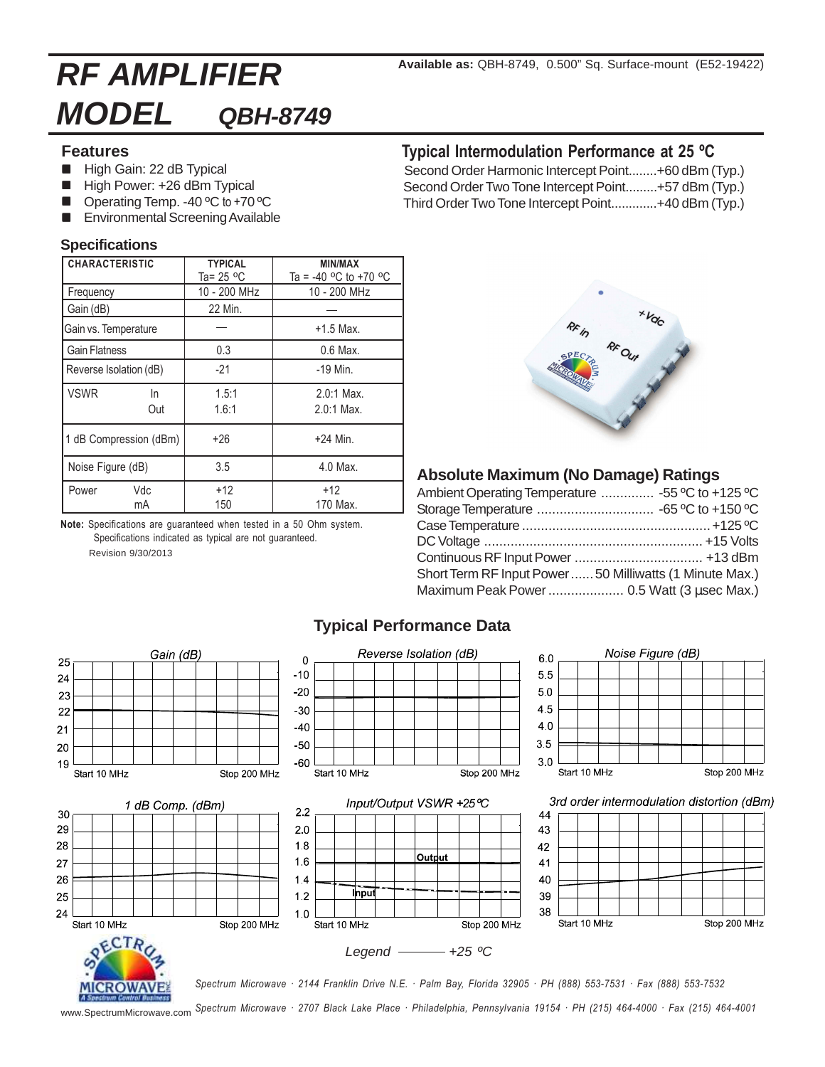# RF AMPLIFIER MODEL QBH-8749

**Available as:** QBH-8749, 0.500" Sq. Surface-mount (E52-19422)

## Features

- High Gain: 22 dB Typical
- High Power: +26 dBm Typical
- Operating Temp. -40 ºC to +70 ºC
- Environmental Screening Available

## Typical Intermodulation Performance at 25 ºC

Second Order Harmonic Intercept Point........+60 dBm (Typ.)
Second Order Two Tone Intercept Point.........+57 dBm (Typ.)
Third Order Two Tone Intercept Point.............+40 dBm (Typ.)

## Specifications

| CHARACTERISTIC | TYPICAL Ta= 25 ºC | MIN/MAX Ta = -40 ºC to +70 ºC |
|---|---|---|
| Frequency | 10 - 200 MHz | 10 - 200 MHz |
| Gain (dB) | 22 Min. | — |
| Gain vs. Temperature | — | +1.5 Max. |
| Gain Flatness | 0.3 | 0.6 Max. |
| Reverse Isolation (dB) | -21 | -19 Min. |
| VSWR In | 1.5:1 | 2.0:1 Max. |
| VSWR Out | 1.6:1 | 2.0:1 Max. |
| 1 dB Compression (dBm) | +26 | +24 Min. |
| Noise Figure (dB) | 3.5 | 4.0 Max. |
| Power Vdc | +12 | +12 |
| Power mA | 150 | 170 Max. |

**Note:** Specifications are guaranteed when tested in a 50 Ohm system.
Specifications indicated as typical are not guaranteed.
Revision 9/30/2013

## Absolute Maximum (No Damage) Ratings

Ambient Operating Temperature .............. -55 ºC to +125 ºC
Storage Temperature ............................... -65 ºC to +150 ºC
Case Temperature .................................................. +125 ºC
DC Voltage .......................................................... +15 Volts
Continuous RF Input Power .................................. +13 dBm
Short Term RF Input Power ...... 50 Milliwatts (1 Minute Max.)
Maximum Peak Power .................... 0.5 Watt (3 µsec Max.)

## Typical Performance Data

Gain (dB) — Start 10 MHz, Stop 200 MHz

Reverse Isolation (dB) — Start 10 MHz, Stop 200 MHz

Noise Figure (dB) — Start 10 MHz, Stop 200 MHz

1 dB Comp. (dBm) — Start 10 MHz, Stop 200 MHz

Input/Output VSWR +25ºC — Start 10 MHz, Stop 200 MHz

3rd order intermodulation distortion (dBm) — Start 10 MHz, Stop 200 MHz

Legend ——— +25 ºC

Spectrum Microwave · 2144 Franklin Drive N.E. · Palm Bay, Florida 32905 · PH (888) 553-7531 · Fax (888) 553-7532

Spectrum Microwave · 2707 Black Lake Place · Philadelphia, Pennsylvania 19154 · PH (215) 464-4000 · Fax (215) 464-4001

www.SpectrumMicrowave.com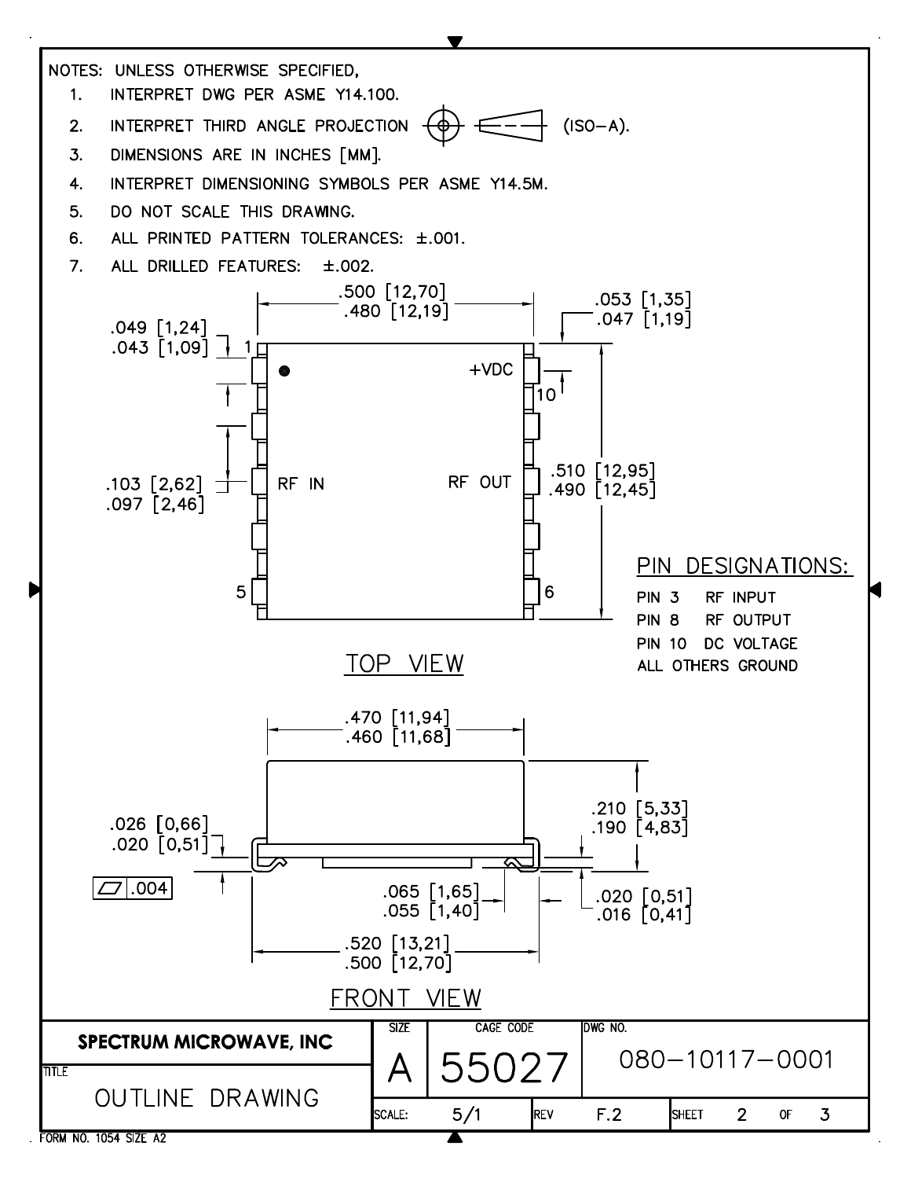NOTES: UNLESS OTHERWISE SPECIFIED,

1. INTERPRET DWG PER ASME Y14.100.
2. INTERPRET THIRD ANGLE PROJECTION (ISO-A).
3. DIMENSIONS ARE IN INCHES [MM].
4. INTERPRET DIMENSIONING SYMBOLS PER ASME Y14.5M.
5. DO NOT SCALE THIS DRAWING.
6. ALL PRINTED PATTERN TOLERANCES: ±.001.
7. ALL DRILLED FEATURES: ±.002.

.500 [12,70]
.480 [12,19]

.053 [1,35]
.047 [1,19]

.049 [1,24]
.043 [1,09]

1

+VDC

10

.103 [2,62]
.097 [2,46]

RF IN

RF OUT

.510 [12,95]
.490 [12,45]

5

6

## PIN DESIGNATIONS:

PIN 3 RF INPUT
PIN 8 RF OUTPUT
PIN 10 DC VOLTAGE
ALL OTHERS GROUND

## TOP VIEW

.470 [11,94]
.460 [11,68]

.210 [5,33]
.190 [4,83]

.026 [0,66]
.020 [0,51]

.004

.065 [1,65]
.055 [1,40]

.020 [0,51]
.016 [0,41]

.520 [13,21]
.500 [12,70]

## FRONT VIEW

| SPECTRUM MICROWAVE, INC | SIZE | CAGE CODE | DWG NO. | | |
|---|---|---|---|---|---|
| TITLE: OUTLINE DRAWING | A | 55027 | 080-10117-0001 | | |
| | SCALE: 5/1 | | REV F.2 | SHEET 2 OF 3 | |

FORM NO. 1054 SIZE A2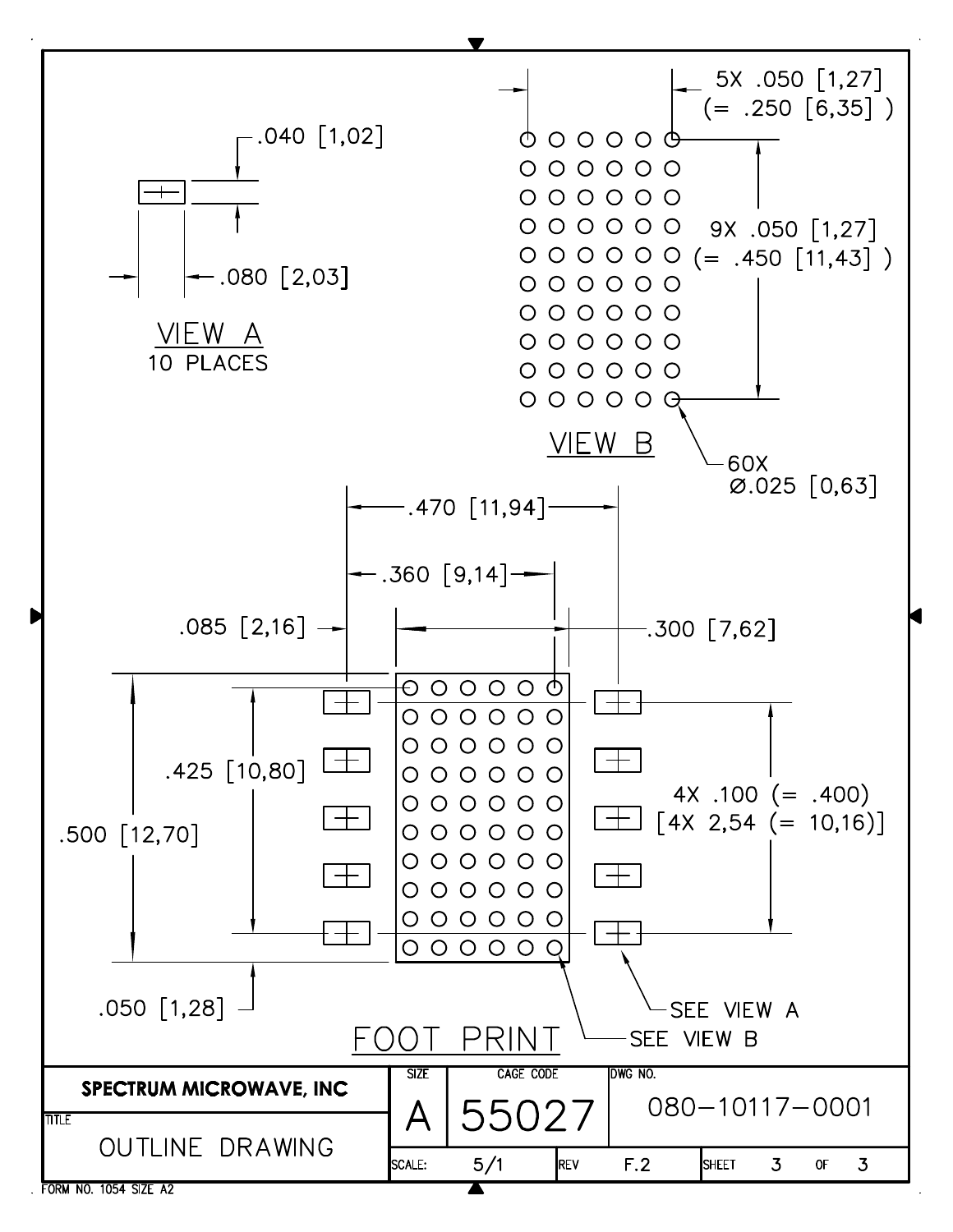.040 [1,02]

.080 [2,03]

VIEW A
10 PLACES

5X .050 [1,27]
(= .250 [6,35] )

9X .050 [1,27]
(= .450 [11,43] )

60X
Ø.025 [0,63]

VIEW B

.470 [11,94]

.360 [9,14]

.085 [2,16]

.300 [7,62]

.425 [10,80]

.500 [12,70]

4X .100 (= .400)
[4X 2,54 (= 10,16)]

.050 [1,28]

SEE VIEW A

SEE VIEW B

FOOT PRINT

| | | | |
|---|---|---|---|
| SPECTRUM MICROWAVE, INC | SIZE: A | CAGE CODE: 55027 | DWG NO. 080–10117–0001 |
| TITLE: OUTLINE DRAWING | SCALE: 5/1 | REV F.2 | SHEET 3 OF 3 |

FORM NO. 1054 SIZE A2